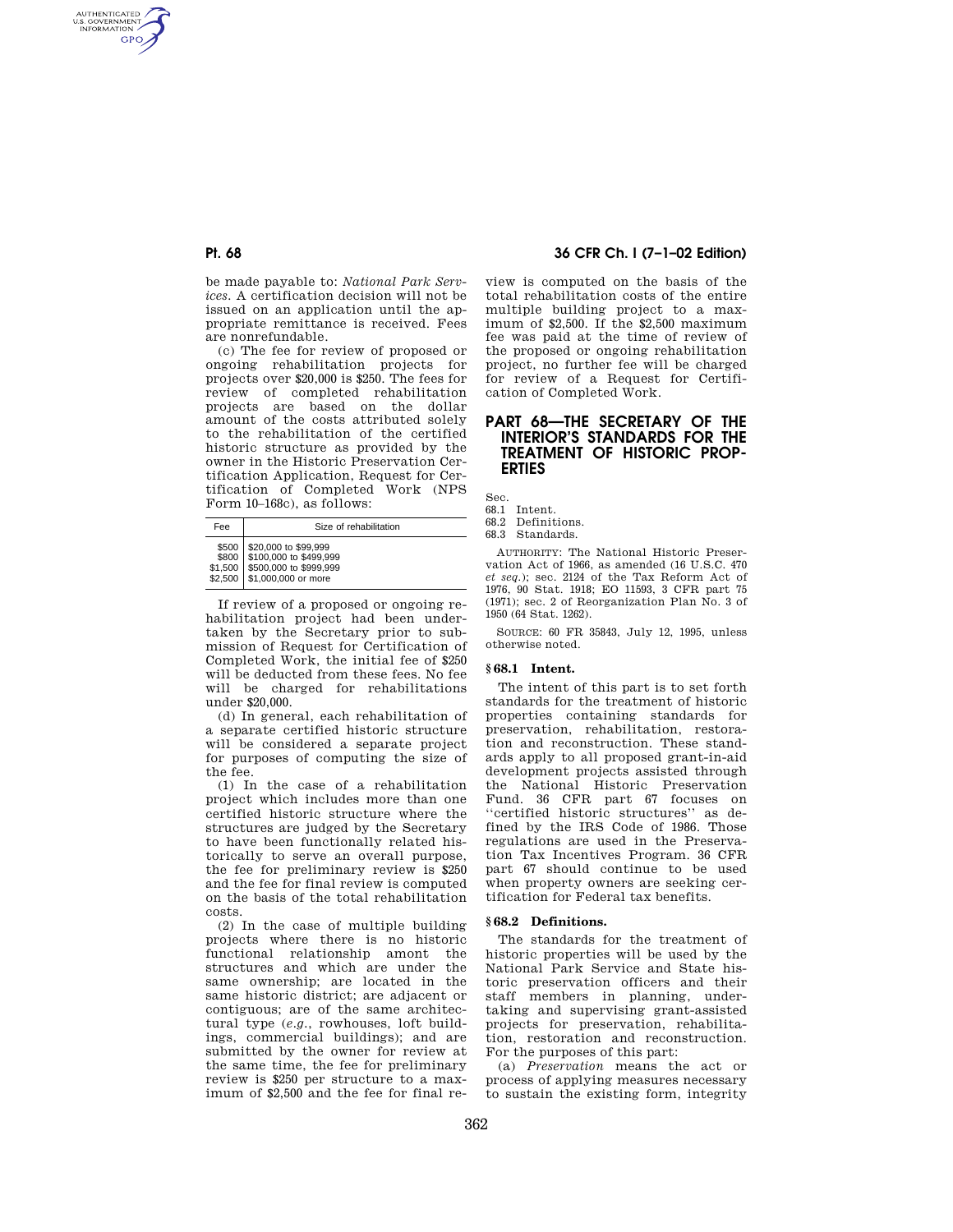be made payable to: *National Park Services.* A certification decision will not be issued on an application until the appropriate remittance is received. Fees are nonrefundable.

(c) The fee for review of proposed or ongoing rehabilitation projects for projects over $20,000 is $250. The fees for review of completed rehabilitation projects are based on the dollar amount of the costs attributed solely to the rehabilitation of the certified historic structure as provided by the owner in the Historic Preservation Certification Application, Request for Certification of Completed Work (NPS Form 10–168c), as follows:

| Fee | Size of rehabilitation |
|---|---|
| $500 | $20,000 to $99,999 |
| $800 | $100,000 to $499,999 |
| $1,500 | $500,000 to $999,999 |
| $2,500 | $1,000,000 or more |

If review of a proposed or ongoing rehabilitation project had been undertaken by the Secretary prior to submission of Request for Certification of Completed Work, the initial fee of $250 will be deducted from these fees. No fee will be charged for rehabilitations under $20,000.

(d) In general, each rehabilitation of a separate certified historic structure will be considered a separate project for purposes of computing the size of the fee.

(1) In the case of a rehabilitation project which includes more than one certified historic structure where the structures are judged by the Secretary to have been functionally related historically to serve an overall purpose, the fee for preliminary review is $250 and the fee for final review is computed on the basis of the total rehabilitation costs.

(2) In the case of multiple building projects where there is no historic functional relationship amont the structures and which are under the same ownership; are located in the same historic district; are adjacent or contiguous; are of the same architectural type (*e.g.*, rowhouses, loft buildings, commercial buildings); and are submitted by the owner for review at the same time, the fee for preliminary review is $250 per structure to a maximum of $2,500 and the fee for final review is computed on the basis of the total rehabilitation costs of the entire multiple building project to a maximum of $2,500. If the $2,500 maximum fee was paid at the time of review of the proposed or ongoing rehabilitation project, no further fee will be charged for review of a Request for Certification of Completed Work.

# PART 68—THE SECRETARY OF THE INTERIOR'S STANDARDS FOR THE TREATMENT OF HISTORIC PROPERTIES

Sec.
68.1 Intent.
68.2 Definitions.
68.3 Standards.

AUTHORITY: The National Historic Preservation Act of 1966, as amended (16 U.S.C. 470 *et seq.*); sec. 2124 of the Tax Reform Act of 1976, 90 Stat. 1918; EO 11593, 3 CFR part 75 (1971); sec. 2 of Reorganization Plan No. 3 of 1950 (64 Stat. 1262).

SOURCE: 60 FR 35843, July 12, 1995, unless otherwise noted.

## § 68.1 Intent.

The intent of this part is to set forth standards for the treatment of historic properties containing standards for preservation, rehabilitation, restoration and reconstruction. These standards apply to all proposed grant-in-aid development projects assisted through the National Historic Preservation Fund. 36 CFR part 67 focuses on "certified historic structures" as defined by the IRS Code of 1986. Those regulations are used in the Preservation Tax Incentives Program. 36 CFR part 67 should continue to be used when property owners are seeking certification for Federal tax benefits.

## § 68.2 Definitions.

The standards for the treatment of historic properties will be used by the National Park Service and State historic preservation officers and their staff members in planning, undertaking and supervising grant-assisted projects for preservation, rehabilitation, restoration and reconstruction. For the purposes of this part:

(a) *Preservation* means the act or process of applying measures necessary to sustain the existing form, integrity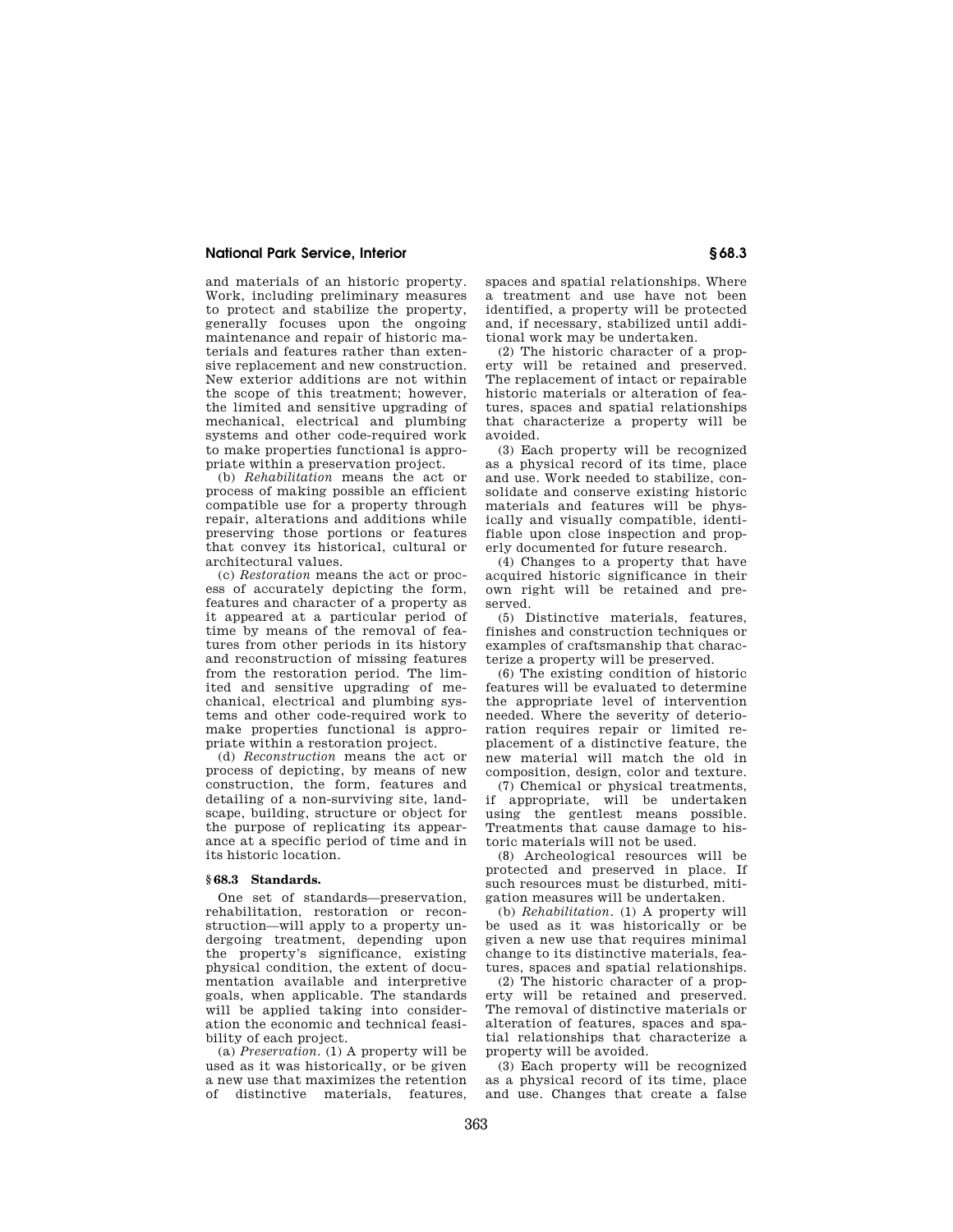and materials of an historic property. Work, including preliminary measures to protect and stabilize the property, generally focuses upon the ongoing maintenance and repair of historic materials and features rather than extensive replacement and new construction. New exterior additions are not within the scope of this treatment; however, the limited and sensitive upgrading of mechanical, electrical and plumbing systems and other code-required work to make properties functional is appropriate within a preservation project.

(b) *Rehabilitation* means the act or process of making possible an efficient compatible use for a property through repair, alterations and additions while preserving those portions or features that convey its historical, cultural or architectural values.

(c) *Restoration* means the act or process of accurately depicting the form, features and character of a property as it appeared at a particular period of time by means of the removal of features from other periods in its history and reconstruction of missing features from the restoration period. The limited and sensitive upgrading of mechanical, electrical and plumbing systems and other code-required work to make properties functional is appropriate within a restoration project.

(d) *Reconstruction* means the act or process of depicting, by means of new construction, the form, features and detailing of a non-surviving site, landscape, building, structure or object for the purpose of replicating its appearance at a specific period of time and in its historic location.

### § 68.3 Standards.

One set of standards—preservation, rehabilitation, restoration or reconstruction—will apply to a property undergoing treatment, depending upon the property's significance, existing physical condition, the extent of documentation available and interpretive goals, when applicable. The standards will be applied taking into consideration the economic and technical feasibility of each project.

(a) *Preservation.* (1) A property will be used as it was historically, or be given a new use that maximizes the retention of distinctive materials, features, spaces and spatial relationships. Where a treatment and use have not been identified, a property will be protected and, if necessary, stabilized until additional work may be undertaken.

(2) The historic character of a property will be retained and preserved. The replacement of intact or repairable historic materials or alteration of features, spaces and spatial relationships that characterize a property will be avoided.

(3) Each property will be recognized as a physical record of its time, place and use. Work needed to stabilize, consolidate and conserve existing historic materials and features will be physically and visually compatible, identifiable upon close inspection and properly documented for future research.

(4) Changes to a property that have acquired historic significance in their own right will be retained and preserved.

(5) Distinctive materials, features, finishes and construction techniques or examples of craftsmanship that characterize a property will be preserved.

(6) The existing condition of historic features will be evaluated to determine the appropriate level of intervention needed. Where the severity of deterioration requires repair or limited replacement of a distinctive feature, the new material will match the old in composition, design, color and texture.

(7) Chemical or physical treatments, if appropriate, will be undertaken using the gentlest means possible. Treatments that cause damage to historic materials will not be used.

(8) Archeological resources will be protected and preserved in place. If such resources must be disturbed, mitigation measures will be undertaken.

(b) *Rehabilitation.* (1) A property will be used as it was historically or be given a new use that requires minimal change to its distinctive materials, features, spaces and spatial relationships.

(2) The historic character of a property will be retained and preserved. The removal of distinctive materials or alteration of features, spaces and spatial relationships that characterize a property will be avoided.

(3) Each property will be recognized as a physical record of its time, place and use. Changes that create a false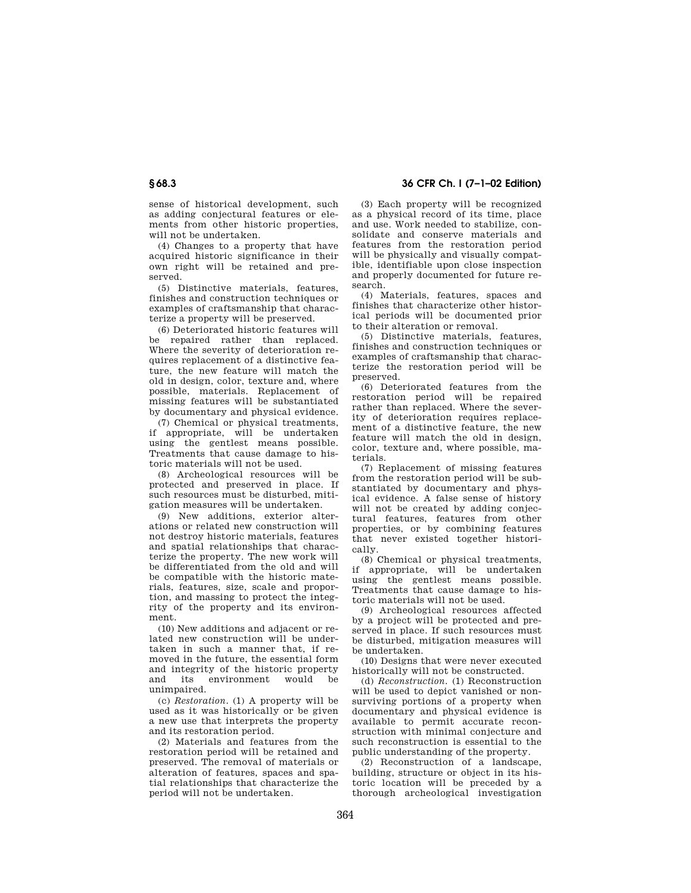sense of historical development, such as adding conjectural features or elements from other historic properties, will not be undertaken.

(4) Changes to a property that have acquired historic significance in their own right will be retained and preserved.

(5) Distinctive materials, features, finishes and construction techniques or examples of craftsmanship that characterize a property will be preserved.

(6) Deteriorated historic features will be repaired rather than replaced. Where the severity of deterioration requires replacement of a distinctive feature, the new feature will match the old in design, color, texture and, where possible, materials. Replacement of missing features will be substantiated by documentary and physical evidence.

(7) Chemical or physical treatments, if appropriate, will be undertaken using the gentlest means possible. Treatments that cause damage to historic materials will not be used.

(8) Archeological resources will be protected and preserved in place. If such resources must be disturbed, mitigation measures will be undertaken.

(9) New additions, exterior alterations or related new construction will not destroy historic materials, features and spatial relationships that characterize the property. The new work will be differentiated from the old and will be compatible with the historic materials, features, size, scale and proportion, and massing to protect the integrity of the property and its environment.

(10) New additions and adjacent or related new construction will be undertaken in such a manner that, if removed in the future, the essential form and integrity of the historic property and its environment would be unimpaired.

(c) *Restoration.* (1) A property will be used as it was historically or be given a new use that interprets the property and its restoration period.

(2) Materials and features from the restoration period will be retained and preserved. The removal of materials or alteration of features, spaces and spatial relationships that characterize the period will not be undertaken.

(3) Each property will be recognized as a physical record of its time, place and use. Work needed to stabilize, consolidate and conserve materials and features from the restoration period will be physically and visually compatible, identifiable upon close inspection and properly documented for future research.

(4) Materials, features, spaces and finishes that characterize other historical periods will be documented prior to their alteration or removal.

(5) Distinctive materials, features, finishes and construction techniques or examples of craftsmanship that characterize the restoration period will be preserved.

(6) Deteriorated features from the restoration period will be repaired rather than replaced. Where the severity of deterioration requires replacement of a distinctive feature, the new feature will match the old in design, color, texture and, where possible, materials.

(7) Replacement of missing features from the restoration period will be substantiated by documentary and physical evidence. A false sense of history will not be created by adding conjectural features, features from other properties, or by combining features that never existed together historically.

(8) Chemical or physical treatments, if appropriate, will be undertaken using the gentlest means possible. Treatments that cause damage to historic materials will not be used.

(9) Archeological resources affected by a project will be protected and preserved in place. If such resources must be disturbed, mitigation measures will be undertaken.

(10) Designs that were never executed historically will not be constructed.

(d) *Reconstruction.* (1) Reconstruction will be used to depict vanished or non-surviving portions of a property when documentary and physical evidence is available to permit accurate reconstruction with minimal conjecture and such reconstruction is essential to the public understanding of the property.

(2) Reconstruction of a landscape, building, structure or object in its historic location will be preceded by a thorough archeological investigation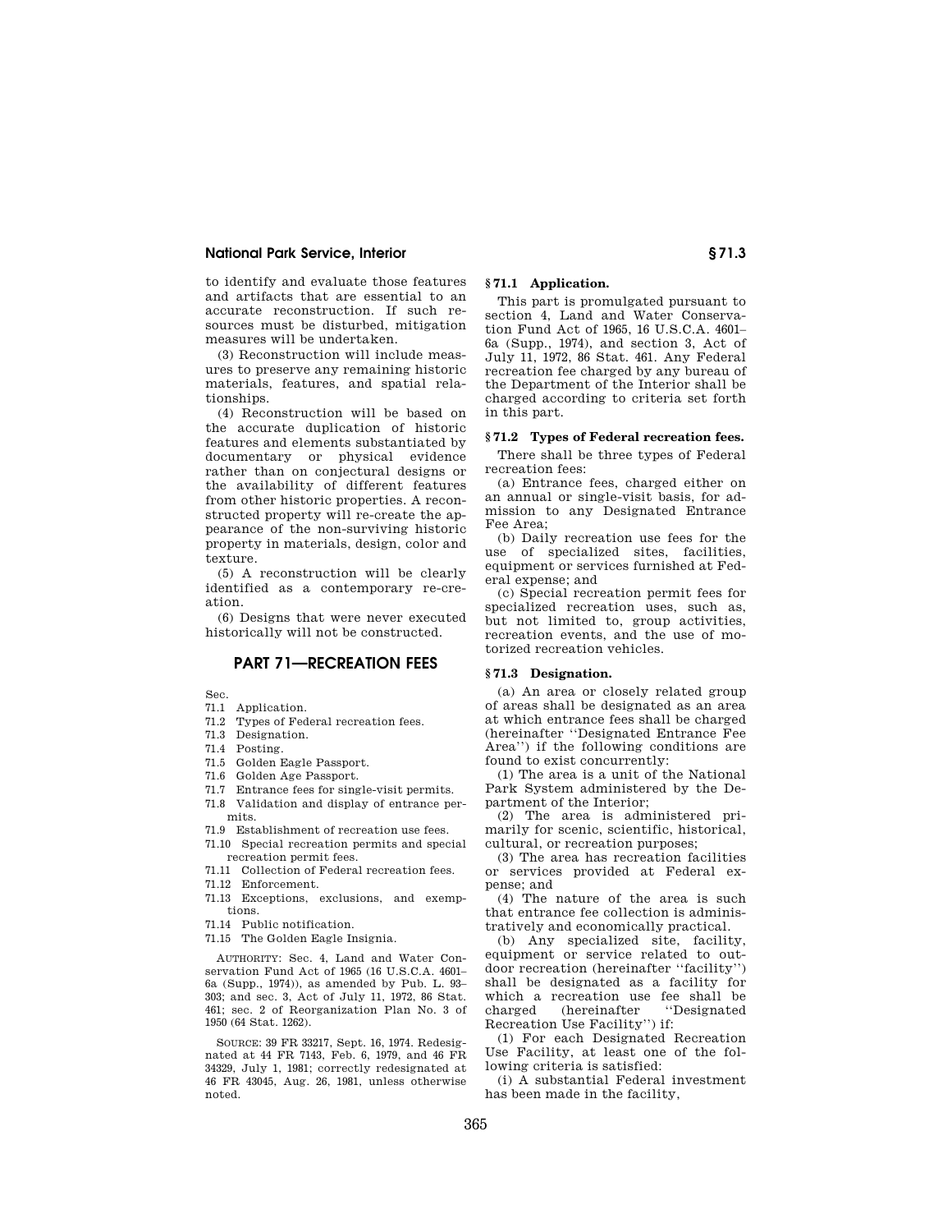to identify and evaluate those features and artifacts that are essential to an accurate reconstruction. If such resources must be disturbed, mitigation measures will be undertaken.

(3) Reconstruction will include measures to preserve any remaining historic materials, features, and spatial relationships.

(4) Reconstruction will be based on the accurate duplication of historic features and elements substantiated by documentary or physical evidence rather than on conjectural designs or the availability of different features from other historic properties. A reconstructed property will re-create the appearance of the non-surviving historic property in materials, design, color and texture.

(5) A reconstruction will be clearly identified as a contemporary re-creation.

(6) Designs that were never executed historically will not be constructed.

# PART 71—RECREATION FEES

Sec.
71.1 Application.
71.2 Types of Federal recreation fees.
71.3 Designation.
71.4 Posting.
71.5 Golden Eagle Passport.
71.6 Golden Age Passport.
71.7 Entrance fees for single-visit permits.
71.8 Validation and display of entrance permits.
71.9 Establishment of recreation use fees.
71.10 Special recreation permits and special recreation permit fees.
71.11 Collection of Federal recreation fees.
71.12 Enforcement.
71.13 Exceptions, exclusions, and exemptions.
71.14 Public notification.
71.15 The Golden Eagle Insignia.

AUTHORITY: Sec. 4, Land and Water Conservation Fund Act of 1965 (16 U.S.C.A. 4601–6a (Supp., 1974)), as amended by Pub. L. 93–303; and sec. 3, Act of July 11, 1972, 86 Stat. 461; sec. 2 of Reorganization Plan No. 3 of 1950 (64 Stat. 1262).

SOURCE: 39 FR 33217, Sept. 16, 1974. Redesignated at 44 FR 7143, Feb. 6, 1979, and 46 FR 34329, July 1, 1981; correctly redesignated at 46 FR 43045, Aug. 26, 1981, unless otherwise noted.

### § 71.1 Application.

This part is promulgated pursuant to section 4, Land and Water Conservation Fund Act of 1965, 16 U.S.C.A. 4601–6a (Supp., 1974), and section 3, Act of July 11, 1972, 86 Stat. 461. Any Federal recreation fee charged by any bureau of the Department of the Interior shall be charged according to criteria set forth in this part.

### § 71.2 Types of Federal recreation fees.

There shall be three types of Federal recreation fees:

(a) Entrance fees, charged either on an annual or single-visit basis, for admission to any Designated Entrance Fee Area;

(b) Daily recreation use fees for the use of specialized sites, facilities, equipment or services furnished at Federal expense; and

(c) Special recreation permit fees for specialized recreation uses, such as, but not limited to, group activities, recreation events, and the use of motorized recreation vehicles.

### § 71.3 Designation.

(a) An area or closely related group of areas shall be designated as an area at which entrance fees shall be charged (hereinafter ''Designated Entrance Fee Area'') if the following conditions are found to exist concurrently:

(1) The area is a unit of the National Park System administered by the Department of the Interior;

(2) The area is administered primarily for scenic, scientific, historical, cultural, or recreation purposes;

(3) The area has recreation facilities or services provided at Federal expense; and

(4) The nature of the area is such that entrance fee collection is administratively and economically practical.

(b) Any specialized site, facility, equipment or service related to outdoor recreation (hereinafter ''facility'') shall be designated as a facility for which a recreation use fee shall be charged (hereinafter ''Designated Recreation Use Facility'') if:

(1) For each Designated Recreation Use Facility, at least one of the following criteria is satisfied:

(i) A substantial Federal investment has been made in the facility,